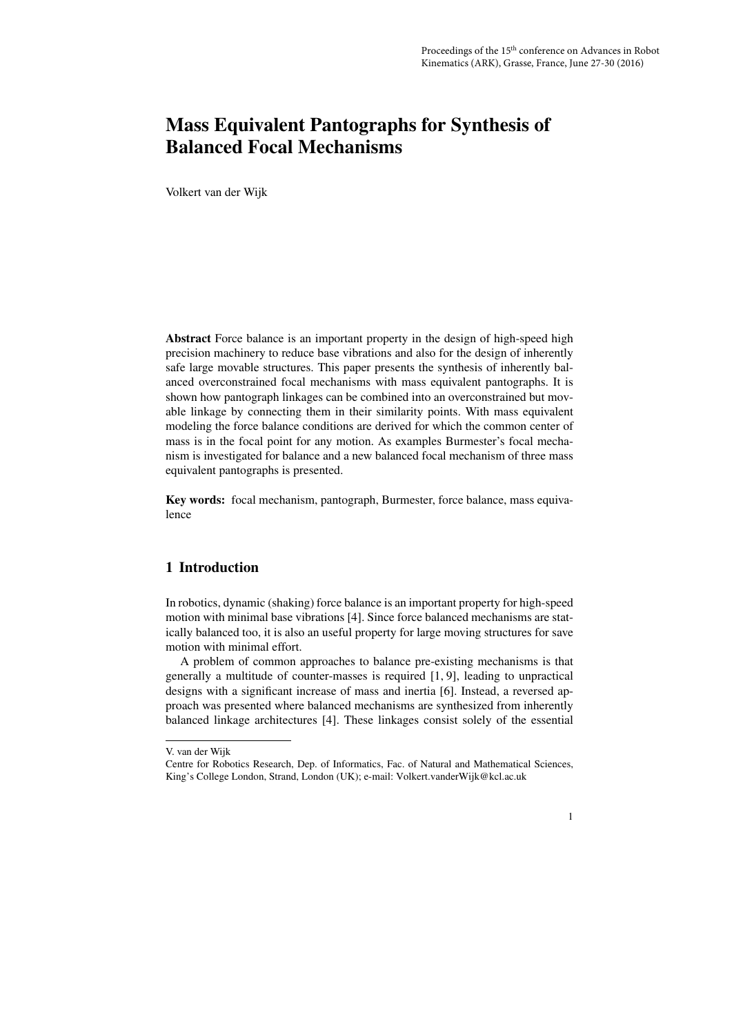Proceedings of the 15th conference on Advances in Robot Kinematics (ARK), Grasse, France, June 27-30 (2016)

# Mass Equivalent Pantographs for Synthesis of Balanced Focal Mechanisms

Volkert van der Wijk

**Abstract** Force balance is an important property in the design of high-speed high precision machinery to reduce base vibrations and also for the design of inherently safe large movable structures. This paper presents the synthesis of inherently balanced overconstrained focal mechanisms with mass equivalent pantographs. It is shown how pantograph linkages can be combined into an overconstrained but movable linkage by connecting them in their similarity points. With mass equivalent modeling the force balance conditions are derived for which the common center of mass is in the focal point for any motion. As examples Burmester's focal mechanism is investigated for balance and a new balanced focal mechanism of three mass equivalent pantographs is presented.

**Key words:** focal mechanism, pantograph, Burmester, force balance, mass equivalence

## 1 Introduction

In robotics, dynamic (shaking) force balance is an important property for high-speed motion with minimal base vibrations [4]. Since force balanced mechanisms are statically balanced too, it is also an useful property for large moving structures for save motion with minimal effort.

A problem of common approaches to balance pre-existing mechanisms is that generally a multitude of counter-masses is required [1, 9], leading to unpractical designs with a significant increase of mass and inertia [6]. Instead, a reversed approach was presented where balanced mechanisms are synthesized from inherently balanced linkage architectures [4]. These linkages consist solely of the essential

V. van der Wijk

Centre for Robotics Research, Dep. of Informatics, Fac. of Natural and Mathematical Sciences, King's College London, Strand, London (UK); e-mail: Volkert.vanderWijk@kcl.ac.uk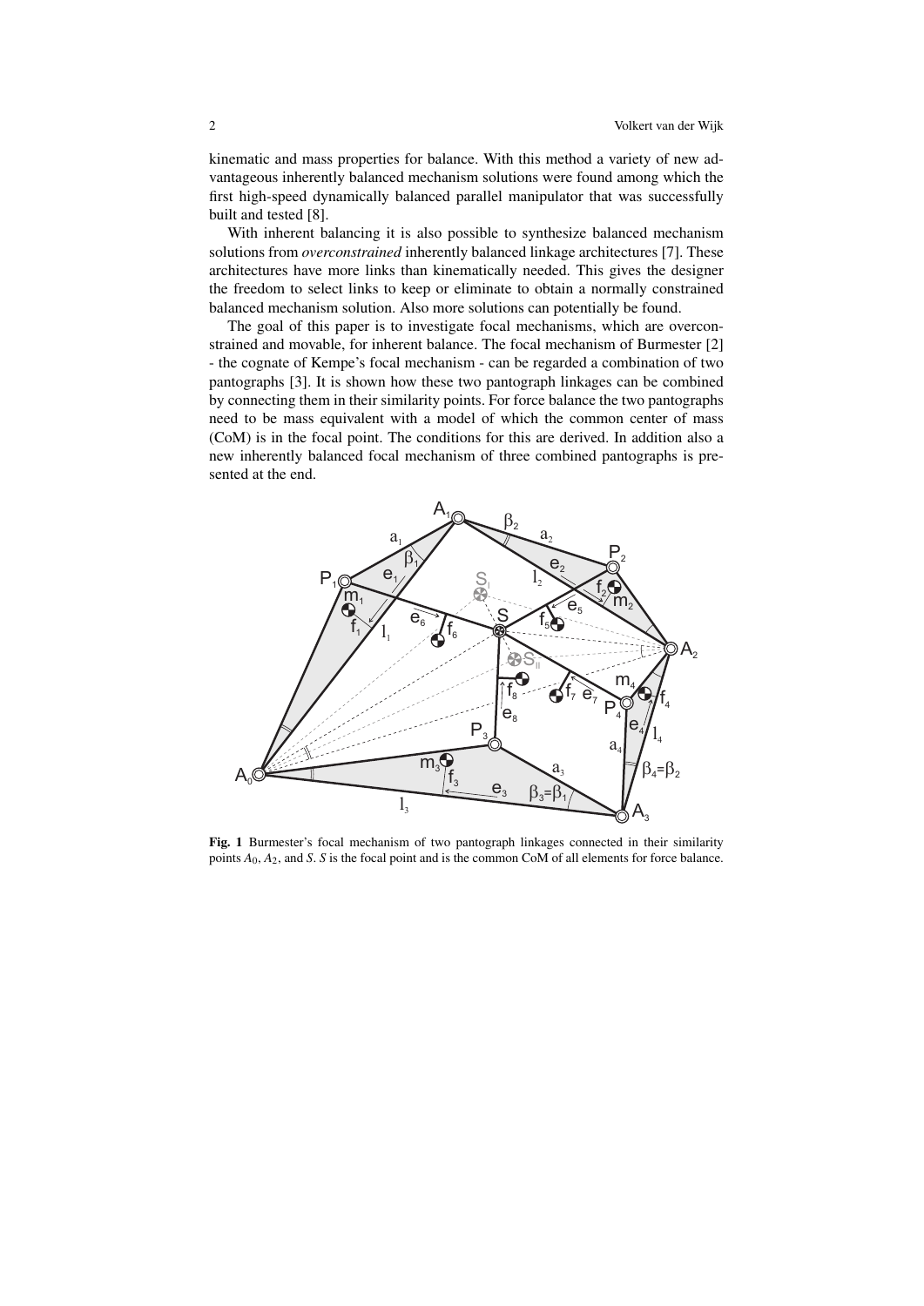kinematic and mass properties for balance. With this method a variety of new advantageous inherently balanced mechanism solutions were found among which the first high-speed dynamically balanced parallel manipulator that was successfully built and tested [8].

With inherent balancing it is also possible to synthesize balanced mechanism solutions from *overconstrained* inherently balanced linkage architectures [7]. These architectures have more links than kinematically needed. This gives the designer the freedom to select links to keep or eliminate to obtain a normally constrained balanced mechanism solution. Also more solutions can potentially be found.

The goal of this paper is to investigate focal mechanisms, which are overconstrained and movable, for inherent balance. The focal mechanism of Burmester [2] - the cognate of Kempe's focal mechanism - can be regarded a combination of two pantographs [3]. It is shown how these two pantograph linkages can be combined by connecting them in their similarity points. For force balance the two pantographs need to be mass equivalent with a model of which the common center of mass (CoM) is in the focal point. The conditions for this are derived. In addition also a new inherently balanced focal mechanism of three combined pantographs is presented at the end.

**Fig. 1** Burmester's focal mechanism of two pantograph linkages connected in their similarity points $A_0$, $A_2$, and $S$. $S$ is the focal point and is the common CoM of all elements for force balance.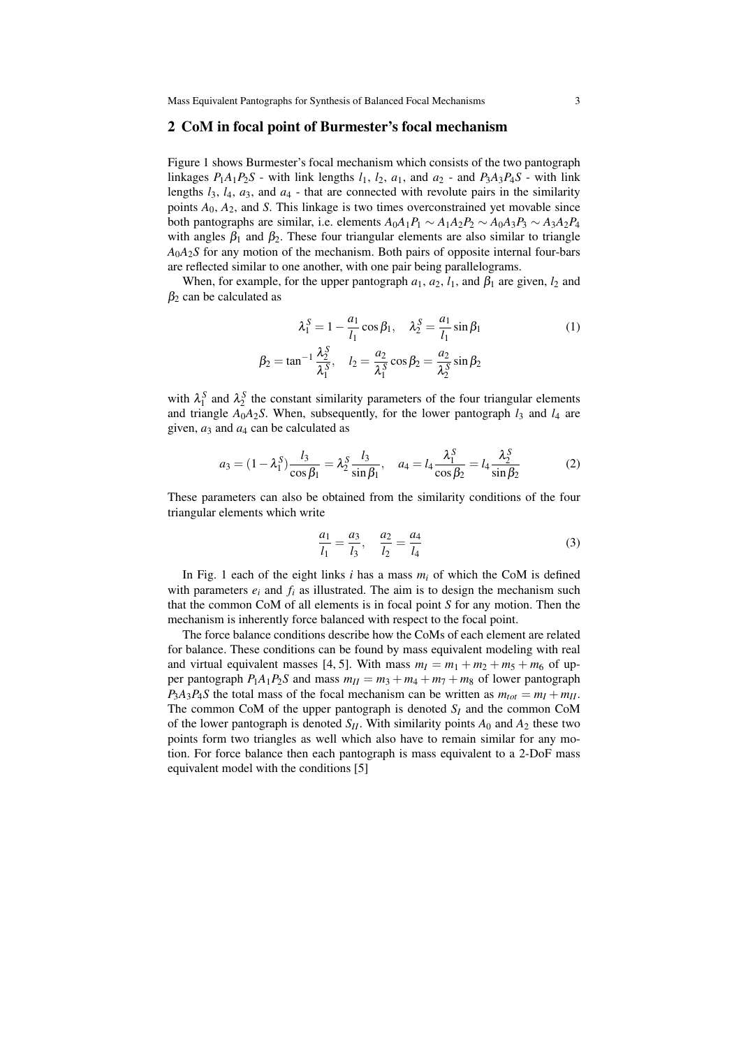## 2 CoM in focal point of Burmester's focal mechanism

Figure 1 shows Burmester's focal mechanism which consists of the two pantograph linkages $P_1A_1P_2S$ - with link lengths $l_1$, $l_2$, $a_1$, and $a_2$ - and $P_3A_3P_4S$ - with link lengths $l_3$, $l_4$, $a_3$, and $a_4$ - that are connected with revolute pairs in the similarity points $A_0$, $A_2$, and $S$. This linkage is two times overconstrained yet movable since both pantographs are similar, i.e. elements $A_0A_1P_1 \sim A_1A_2P_2 \sim A_0A_3P_3 \sim A_3A_2P_4$ with angles $\beta_1$ and $\beta_2$. These four triangular elements are also similar to triangle $A_0A_2S$ for any motion of the mechanism. Both pairs of opposite internal four-bars are reflected similar to one another, with one pair being parallelograms.

When, for example, for the upper pantograph $a_1$, $a_2$, $l_1$, and $\beta_1$ are given, $l_2$ and $\beta_2$ can be calculated as

$$\lambda_1^S = 1 - \frac{a_1}{l_1}\cos\beta_1, \quad \lambda_2^S = \frac{a_1}{l_1}\sin\beta_1 \tag{1}$$

$$\beta_2 = \tan^{-1}\frac{\lambda_2^S}{\lambda_1^S}, \quad l_2 = \frac{a_2}{\lambda_1^S}\cos\beta_2 = \frac{a_2}{\lambda_2^S}\sin\beta_2$$

with $\lambda_1^S$ and $\lambda_2^S$ the constant similarity parameters of the four triangular elements and triangle $A_0A_2S$. When, subsequently, for the lower pantograph $l_3$ and $l_4$ are given, $a_3$ and $a_4$ can be calculated as

$$a_3 = (1-\lambda_1^S)\frac{l_3}{\cos\beta_1} = \lambda_2^S\frac{l_3}{\sin\beta_1}, \quad a_4 = l_4\frac{\lambda_1^S}{\cos\beta_2} = l_4\frac{\lambda_2^S}{\sin\beta_2} \tag{2}$$

These parameters can also be obtained from the similarity conditions of the four triangular elements which write

$$\frac{a_1}{l_1} = \frac{a_3}{l_3}, \quad \frac{a_2}{l_2} = \frac{a_4}{l_4} \tag{3}$$

In Fig. 1 each of the eight links $i$ has a mass $m_i$ of which the CoM is defined with parameters $e_i$ and $f_i$ as illustrated. The aim is to design the mechanism such that the common CoM of all elements is in focal point $S$ for any motion. Then the mechanism is inherently force balanced with respect to the focal point.

The force balance conditions describe how the CoMs of each element are related for balance. These conditions can be found by mass equivalent modeling with real and virtual equivalent masses [4, 5]. With mass $m_I = m_1 + m_2 + m_5 + m_6$ of upper pantograph $P_1A_1P_2S$ and mass $m_{II} = m_3 + m_4 + m_7 + m_8$ of lower pantograph $P_3A_3P_4S$ the total mass of the focal mechanism can be written as $m_{tot} = m_I + m_{II}$. The common CoM of the upper pantograph is denoted $S_I$ and the common CoM of the lower pantograph is denoted $S_{II}$. With similarity points $A_0$ and $A_2$ these two points form two triangles as well which also have to remain similar for any motion. For force balance then each pantograph is mass equivalent to a 2-DoF mass equivalent model with the conditions [5]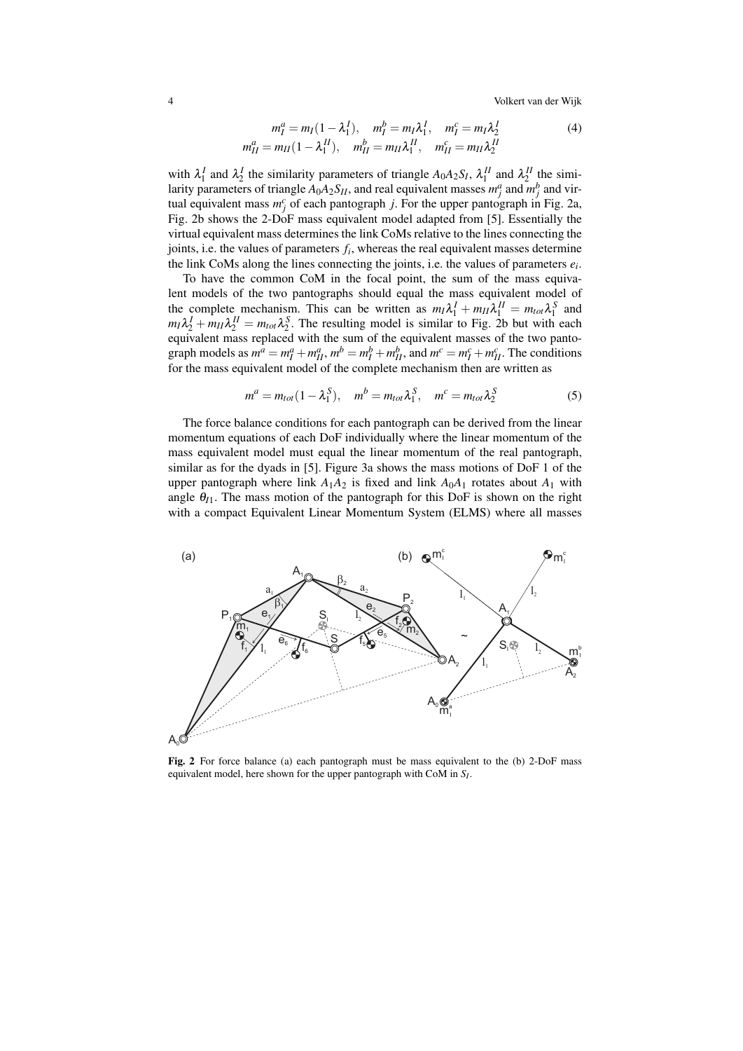$$m_I^a = m_I(1-\lambda_1^I), \quad m_I^b = m_I\lambda_1^I, \quad m_I^c = m_I\lambda_2^I$$
$$m_{II}^a = m_{II}(1-\lambda_1^{II}), \quad m_{II}^b = m_{II}\lambda_1^{II}, \quad m_{II}^c = m_{II}\lambda_2^{II} \tag{4}$$

with $\lambda_1^I$ and $\lambda_2^I$ the similarity parameters of triangle $A_0A_2S_I$, $\lambda_1^{II}$ and $\lambda_2^{II}$ the similarity parameters of triangle $A_0A_2S_{II}$, and real equivalent masses $m_j^a$ and $m_j^b$ and virtual equivalent mass $m_j^c$ of each pantograph $j$. For the upper pantograph in Fig. 2a, Fig. 2b shows the 2-DoF mass equivalent model adapted from [5]. Essentially the virtual equivalent mass determines the link CoMs relative to the lines connecting the joints, i.e. the values of parameters $f_i$, whereas the real equivalent masses determine the link CoMs along the lines connecting the joints, i.e. the values of parameters $e_i$.

To have the common CoM in the focal point, the sum of the mass equivalent models of the two pantographs should equal the mass equivalent model of the complete mechanism. This can be written as $m_I\lambda_1^I + m_{II}\lambda_1^{II} = m_{tot}\lambda_1^S$ and $m_I\lambda_2^I + m_{II}\lambda_2^{II} = m_{tot}\lambda_2^S$. The resulting model is similar to Fig. 2b but with each equivalent mass replaced with the sum of the equivalent masses of the two pantograph models as $m^a = m_I^a + m_{II}^a$, $m^b = m_I^b + m_{II}^b$, and $m^c = m_I^c + m_{II}^c$. The conditions for the mass equivalent model of the complete mechanism then are written as

$$m^a = m_{tot}(1-\lambda_1^S), \quad m^b = m_{tot}\lambda_1^S, \quad m^c = m_{tot}\lambda_2^S \tag{5}$$

The force balance conditions for each pantograph can be derived from the linear momentum equations of each DoF individually where the linear momentum of the mass equivalent model must equal the linear momentum of the real pantograph, similar as for the dyads in [5]. Figure 3a shows the mass motions of DoF 1 of the upper pantograph where link $A_1A_2$ is fixed and link $A_0A_1$ rotates about $A_1$ with angle $\theta_{I1}$. The mass motion of the pantograph for this DoF is shown on the right with a compact Equivalent Linear Momentum System (ELMS) where all masses

**Fig. 2** For force balance (a) each pantograph must be mass equivalent to the (b) 2-DoF mass equivalent model, here shown for the upper pantograph with CoM in $S_I$.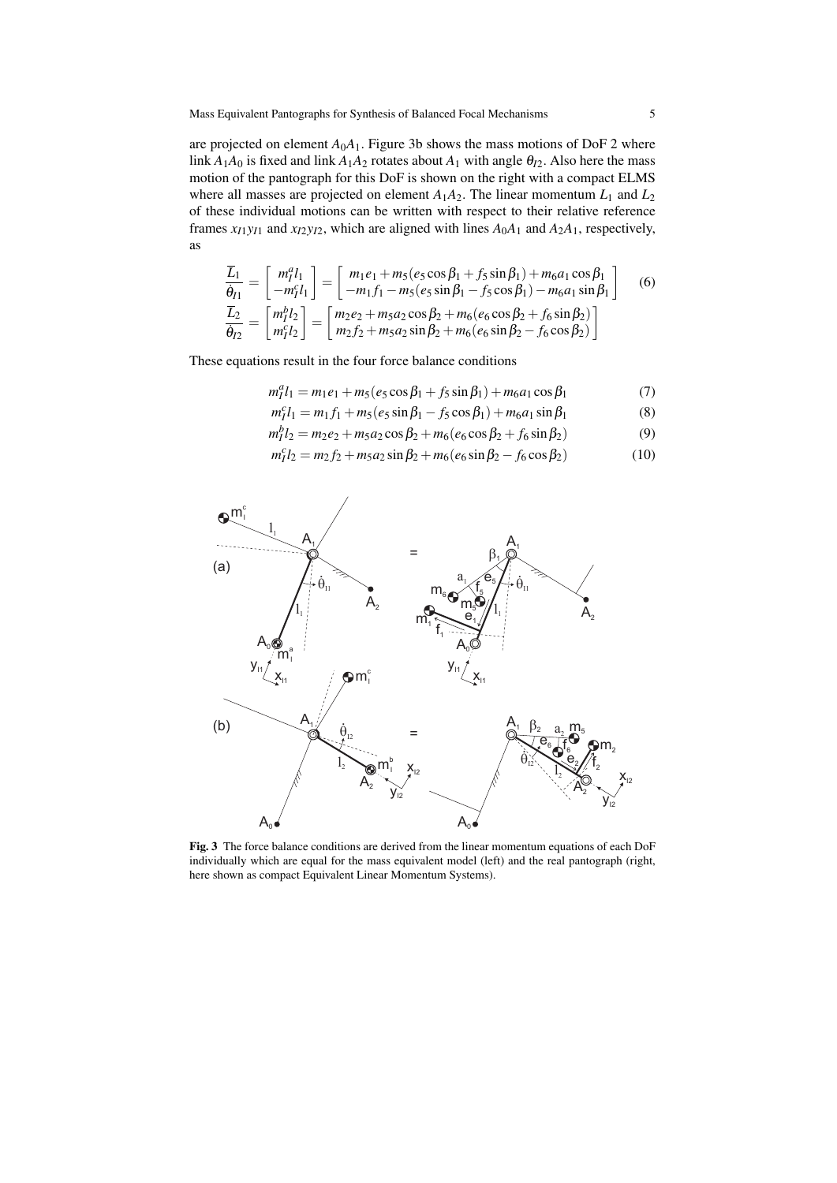are projected on element $A_0A_1$. Figure 3b shows the mass motions of DoF 2 where link $A_1A_0$ is fixed and link $A_1A_2$ rotates about $A_1$ with angle $\theta_{l2}$. Also here the mass motion of the pantograph for this DoF is shown on the right with a compact ELMS where all masses are projected on element $A_1A_2$. The linear momentum $L_1$ and $L_2$ of these individual motions can be written with respect to their relative reference frames $x_{l1}y_{l1}$ and $x_{l2}y_{l2}$, which are aligned with lines $A_0A_1$ and $A_2A_1$, respectively, as

$$\frac{\overline{L}_1}{\dot{\theta}_{l1}} = \begin{bmatrix} m_l^a l_1 \\ -m_l^c l_1 \end{bmatrix} = \begin{bmatrix} m_1 e_1 + m_5(e_5 \cos\beta_1 + f_5 \sin\beta_1) + m_6 a_1 \cos\beta_1 \\ -m_1 f_1 - m_5(e_5 \sin\beta_1 - f_5 \cos\beta_1) - m_6 a_1 \sin\beta_1 \end{bmatrix} \tag{6}$$
$$\frac{\overline{L}_2}{\dot{\theta}_{l2}} = \begin{bmatrix} m_l^b l_2 \\ m_l^c l_2 \end{bmatrix} = \begin{bmatrix} m_2 e_2 + m_5 a_2 \cos\beta_2 + m_6(e_6 \cos\beta_2 + f_6 \sin\beta_2) \\ m_2 f_2 + m_5 a_2 \sin\beta_2 + m_6(e_6 \sin\beta_2 - f_6 \cos\beta_2) \end{bmatrix}$$

These equations result in the four force balance conditions

$$m_l^a l_1 = m_1 e_1 + m_5(e_5 \cos\beta_1 + f_5 \sin\beta_1) + m_6 a_1 \cos\beta_1 \tag{7}$$

$$m_l^c l_1 = m_1 f_1 + m_5(e_5 \sin\beta_1 - f_5 \cos\beta_1) + m_6 a_1 \sin\beta_1 \tag{8}$$

$$m_l^b l_2 = m_2 e_2 + m_5 a_2 \cos\beta_2 + m_6(e_6 \cos\beta_2 + f_6 \sin\beta_2) \tag{9}$$

$$m_l^c l_2 = m_2 f_2 + m_5 a_2 \sin\beta_2 + m_6(e_6 \sin\beta_2 - f_6 \cos\beta_2) \tag{10}$$

**Fig. 3** The force balance conditions are derived from the linear momentum equations of each DoF individually which are equal for the mass equivalent model (left) and the real pantograph (right, here shown as compact Equivalent Linear Momentum Systems).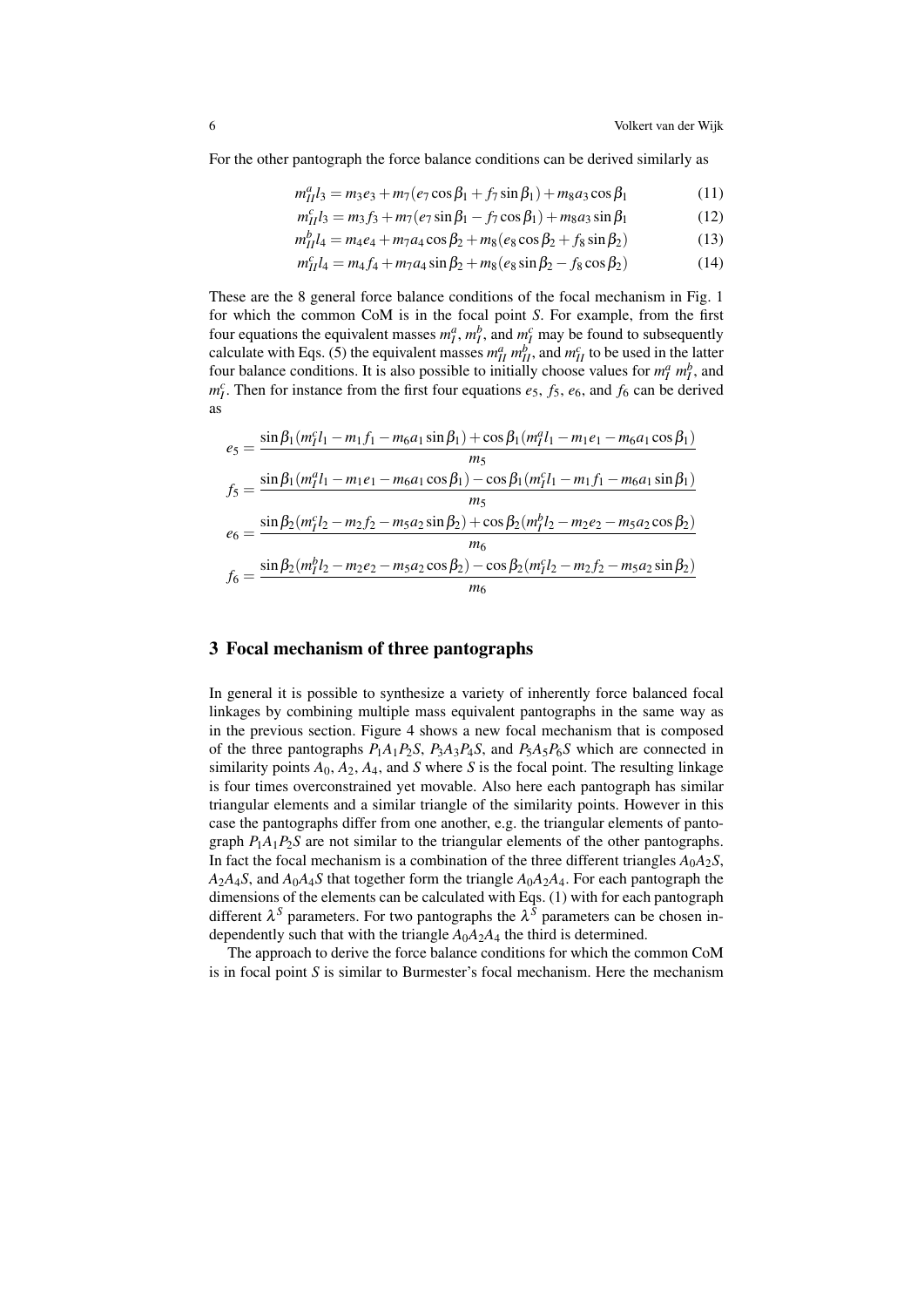For the other pantograph the force balance conditions can be derived similarly as

$$m_{II}^a l_3 = m_3 e_3 + m_7(e_7 \cos\beta_1 + f_7 \sin\beta_1) + m_8 a_3 \cos\beta_1 \tag{11}$$

$$m_{II}^c l_3 = m_3 f_3 + m_7(e_7 \sin\beta_1 - f_7 \cos\beta_1) + m_8 a_3 \sin\beta_1 \tag{12}$$

$$m_{II}^b l_4 = m_4 e_4 + m_7 a_4 \cos\beta_2 + m_8(e_8 \cos\beta_2 + f_8 \sin\beta_2) \tag{13}$$

$$m_{II}^c l_4 = m_4 f_4 + m_7 a_4 \sin\beta_2 + m_8(e_8 \sin\beta_2 - f_8 \cos\beta_2) \tag{14}$$

These are the 8 general force balance conditions of the focal mechanism in Fig. 1 for which the common CoM is in the focal point $S$. For example, from the first four equations the equivalent masses $m_I^a$, $m_I^b$, and $m_I^c$ may be found to subsequently calculate with Eqs. (5) the equivalent masses $m_{II}^a$ $m_{II}^b$, and $m_{II}^c$ to be used in the latter four balance conditions. It is also possible to initially choose values for $m_I^a$ $m_I^b$, and $m_I^c$. Then for instance from the first four equations $e_5$, $f_5$, $e_6$, and $f_6$ can be derived as

$$e_5 = \frac{\sin\beta_1(m_I^c l_1 - m_1 f_1 - m_6 a_1 \sin\beta_1) + \cos\beta_1(m_I^a l_1 - m_1 e_1 - m_6 a_1 \cos\beta_1)}{m_5}$$

$$f_5 = \frac{\sin\beta_1(m_I^a l_1 - m_1 e_1 - m_6 a_1 \cos\beta_1) - \cos\beta_1(m_I^c l_1 - m_1 f_1 - m_6 a_1 \sin\beta_1)}{m_5}$$

$$e_6 = \frac{\sin\beta_2(m_I^c l_2 - m_2 f_2 - m_5 a_2 \sin\beta_2) + \cos\beta_2(m_I^b l_2 - m_2 e_2 - m_5 a_2 \cos\beta_2)}{m_6}$$

$$f_6 = \frac{\sin\beta_2(m_I^b l_2 - m_2 e_2 - m_5 a_2 \cos\beta_2) - \cos\beta_2(m_I^c l_2 - m_2 f_2 - m_5 a_2 \sin\beta_2)}{m_6}$$

## 3 Focal mechanism of three pantographs

In general it is possible to synthesize a variety of inherently force balanced focal linkages by combining multiple mass equivalent pantographs in the same way as in the previous section. Figure 4 shows a new focal mechanism that is composed of the three pantographs $P_1A_1P_2S$, $P_3A_3P_4S$, and $P_5A_5P_6S$ which are connected in similarity points $A_0$, $A_2$, $A_4$, and $S$ where $S$ is the focal point. The resulting linkage is four times overconstrained yet movable. Also here each pantograph has similar triangular elements and a similar triangle of the similarity points. However in this case the pantographs differ from one another, e.g. the triangular elements of pantograph $P_1A_1P_2S$ are not similar to the triangular elements of the other pantographs. In fact the focal mechanism is a combination of the three different triangles $A_0A_2S$, $A_2A_4S$, and $A_0A_4S$ that together form the triangle $A_0A_2A_4$. For each pantograph the dimensions of the elements can be calculated with Eqs. (1) with for each pantograph different $\lambda^S$ parameters. For two pantographs the $\lambda^S$ parameters can be chosen independently such that with the triangle $A_0A_2A_4$ the third is determined.

The approach to derive the force balance conditions for which the common CoM is in focal point $S$ is similar to Burmester's focal mechanism. Here the mechanism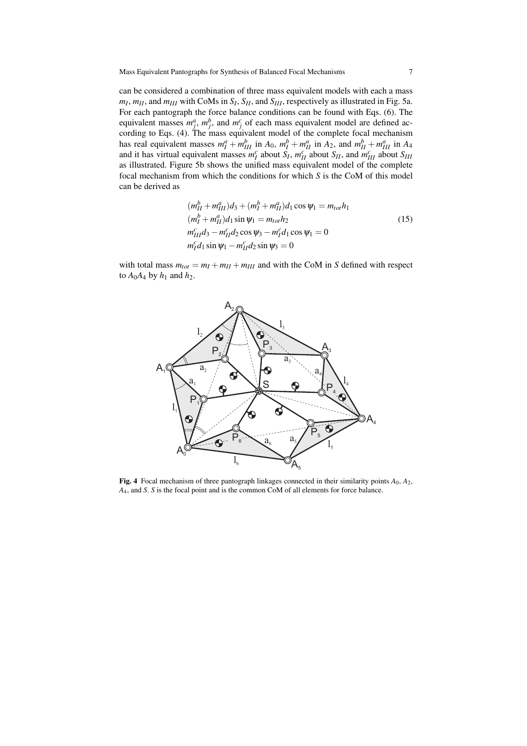can be considered a combination of three mass equivalent models with each a mass $m_I$, $m_{II}$, and $m_{III}$ with CoMs in $S_I$, $S_{II}$, and $S_{III}$, respectively as illustrated in Fig. 5a. For each pantograph the force balance conditions can be found with Eqs. (6). The equivalent masses $m_j^a$, $m_j^b$, and $m_j^c$ of each mass equivalent model are defined according to Eqs. (4). The mass equivalent model of the complete focal mechanism has real equivalent masses $m_I^a + m_{III}^b$ in $A_0$, $m_I^b + m_{II}^a$ in $A_2$, and $m_{II}^b + m_{III}^a$ in $A_4$ and it has virtual equivalent masses $m_I^c$ about $S_I$, $m_{II}^c$ about $S_{II}$, and $m_{III}^c$ about $S_{III}$ as illustrated. Figure 5b shows the unified mass equivalent model of the complete focal mechanism from which the conditions for which $S$ is the CoM of this model can be derived as

$$
\begin{aligned}
(m_{II}^b + m_{III}^a)d_3 + (m_I^b + m_{II}^a)d_1 \cos\psi_1 &= m_{tot} h_1 \\
(m_I^b + m_{II}^a)d_1 \sin\psi_1 &= m_{tot} h_2 \\
m_{III}^c d_3 - m_{II}^c d_2 \cos\psi_3 - m_I^c d_1 \cos\psi_1 &= 0 \\
m_I^c d_1 \sin\psi_1 - m_{II}^c d_2 \sin\psi_3 &= 0
\end{aligned}
\tag{15}
$$

with total mass $m_{tot} = m_I + m_{II} + m_{III}$ and with the CoM in $S$ defined with respect to $A_0A_4$ by $h_1$ and $h_2$.

**Fig. 4** Focal mechanism of three pantograph linkages connected in their similarity points $A_0$, $A_2$, $A_4$, and $S$. $S$ is the focal point and is the common CoM of all elements for force balance.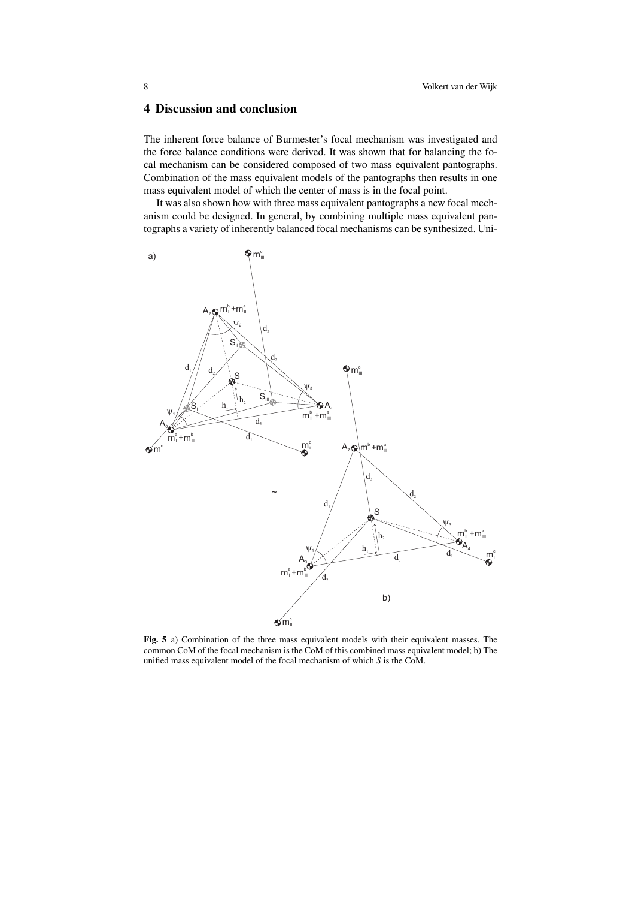## 4 Discussion and conclusion

The inherent force balance of Burmester's focal mechanism was investigated and the force balance conditions were derived. It was shown that for balancing the focal mechanism can be considered composed of two mass equivalent pantographs. Combination of the mass equivalent models of the pantographs then results in one mass equivalent model of which the center of mass is in the focal point.

It was also shown how with three mass equivalent pantographs a new focal mechanism could be designed. In general, by combining multiple mass equivalent pantographs a variety of inherently balanced focal mechanisms can be synthesized. Uni-

**Fig. 5** a) Combination of the three mass equivalent models with their equivalent masses. The common CoM of the focal mechanism is the CoM of this combined mass equivalent model; b) The unified mass equivalent model of the focal mechanism of which $S$ is the CoM.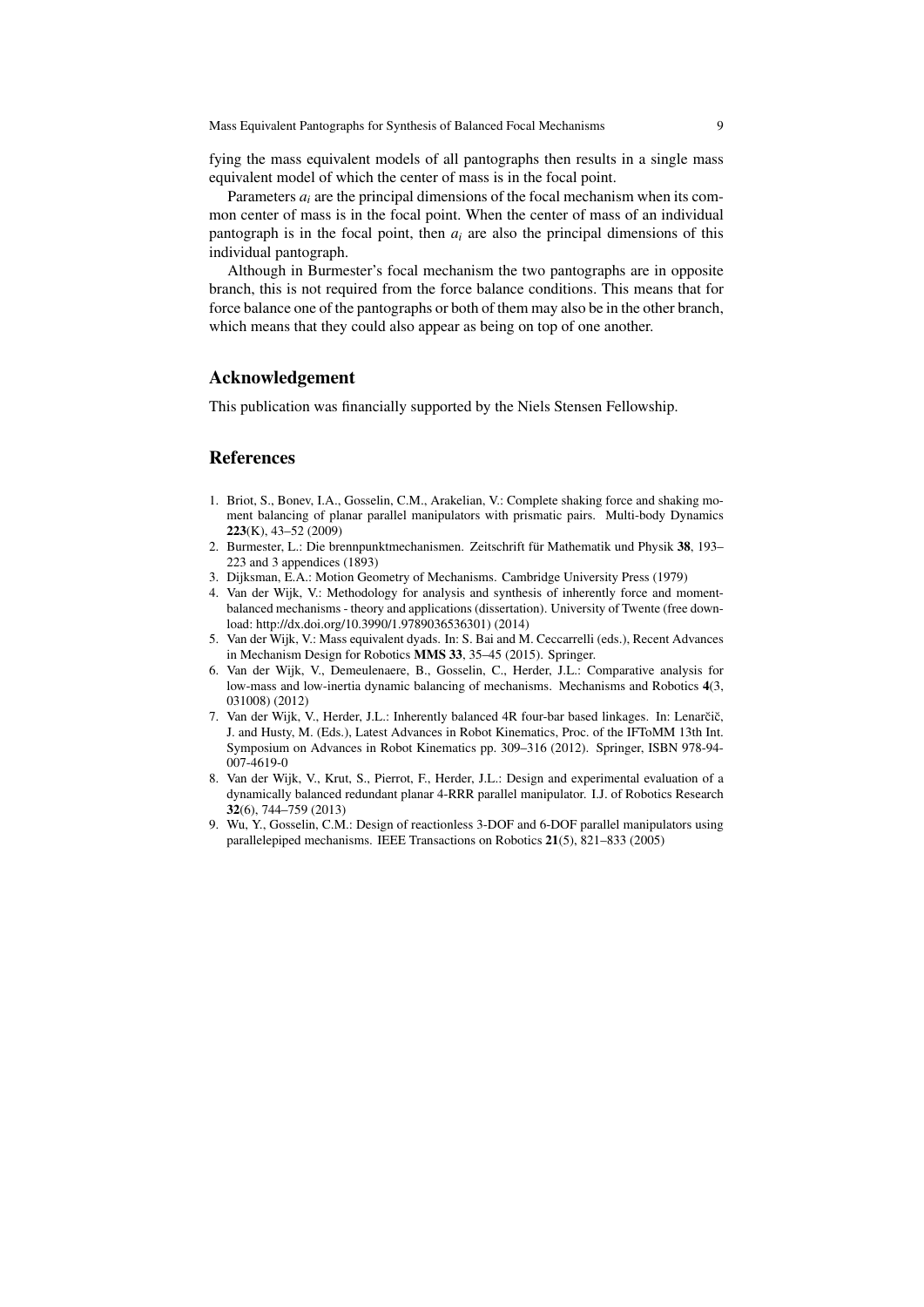fying the mass equivalent models of all pantographs then results in a single mass equivalent model of which the center of mass is in the focal point.

Parameters $a_i$ are the principal dimensions of the focal mechanism when its common center of mass is in the focal point. When the center of mass of an individual pantograph is in the focal point, then $a_i$ are also the principal dimensions of this individual pantograph.

Although in Burmester's focal mechanism the two pantographs are in opposite branch, this is not required from the force balance conditions. This means that for force balance one of the pantographs or both of them may also be in the other branch, which means that they could also appear as being on top of one another.

## Acknowledgement

This publication was financially supported by the Niels Stensen Fellowship.

## References

1. Briot, S., Bonev, I.A., Gosselin, C.M., Arakelian, V.: Complete shaking force and shaking moment balancing of planar parallel manipulators with prismatic pairs. Multi-body Dynamics **223**(K), 43–52 (2009)
2. Burmester, L.: Die brennpunktmechanismen. Zeitschrift für Mathematik und Physik **38**, 193–223 and 3 appendices (1893)
3. Dijksman, E.A.: Motion Geometry of Mechanisms. Cambridge University Press (1979)
4. Van der Wijk, V.: Methodology for analysis and synthesis of inherently force and moment-balanced mechanisms - theory and applications (dissertation). University of Twente (free download: http://dx.doi.org/10.3990/1.9789036536301) (2014)
5. Van der Wijk, V.: Mass equivalent dyads. In: S. Bai and M. Ceccarrelli (eds.), Recent Advances in Mechanism Design for Robotics **MMS 33**, 35–45 (2015). Springer.
6. Van der Wijk, V., Demeulenaere, B., Gosselin, C., Herder, J.L.: Comparative analysis for low-mass and low-inertia dynamic balancing of mechanisms. Mechanisms and Robotics **4**(3, 031008) (2012)
7. Van der Wijk, V., Herder, J.L.: Inherently balanced 4R four-bar based linkages. In: Lenarčič, J. and Husty, M. (Eds.), Latest Advances in Robot Kinematics, Proc. of the IFToMM 13th Int. Symposium on Advances in Robot Kinematics pp. 309–316 (2012). Springer, ISBN 978-94-007-4619-0
8. Van der Wijk, V., Krut, S., Pierrot, F., Herder, J.L.: Design and experimental evaluation of a dynamically balanced redundant planar 4-RRR parallel manipulator. I.J. of Robotics Research **32**(6), 744–759 (2013)
9. Wu, Y., Gosselin, C.M.: Design of reactionless 3-DOF and 6-DOF parallel manipulators using parallelepiped mechanisms. IEEE Transactions on Robotics **21**(5), 821–833 (2005)